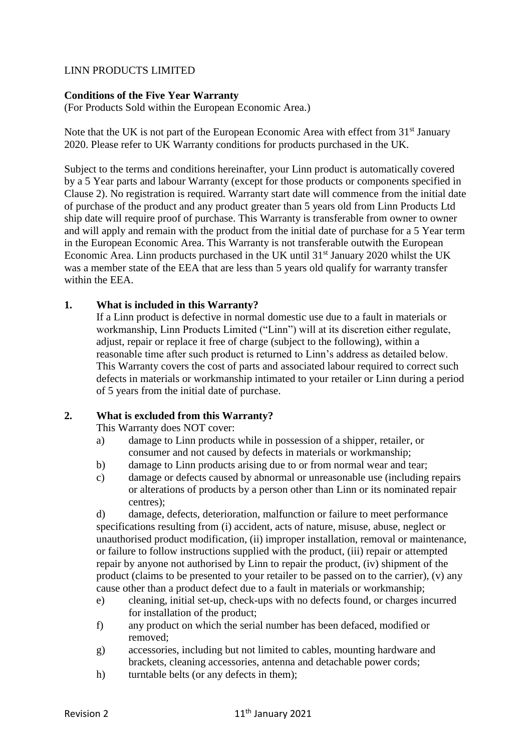LINN PRODUCTS LIMITED

**Conditions of the Five Year Warranty**
(For Products Sold within the European Economic Area.)

Note that the UK is not part of the European Economic Area with effect from 31st January 2020. Please refer to UK Warranty conditions for products purchased in the UK.

Subject to the terms and conditions hereinafter, your Linn product is automatically covered by a 5 Year parts and labour Warranty (except for those products or components specified in Clause 2). No registration is required. Warranty start date will commence from the initial date of purchase of the product and any product greater than 5 years old from Linn Products Ltd ship date will require proof of purchase. This Warranty is transferable from owner to owner and will apply and remain with the product from the initial date of purchase for a 5 Year term in the European Economic Area. This Warranty is not transferable outwith the European Economic Area. Linn products purchased in the UK until 31st January 2020 whilst the UK was a member state of the EEA that are less than 5 years old qualify for warranty transfer within the EEA.

**1. What is included in this Warranty?**

If a Linn product is defective in normal domestic use due to a fault in materials or workmanship, Linn Products Limited ("Linn") will at its discretion either regulate, adjust, repair or replace it free of charge (subject to the following), within a reasonable time after such product is returned to Linn's address as detailed below. This Warranty covers the cost of parts and associated labour required to correct such defects in materials or workmanship intimated to your retailer or Linn during a period of 5 years from the initial date of purchase.

**2. What is excluded from this Warranty?**

This Warranty does NOT cover:

a) damage to Linn products while in possession of a shipper, retailer, or consumer and not caused by defects in materials or workmanship;

b) damage to Linn products arising due to or from normal wear and tear;

c) damage or defects caused by abnormal or unreasonable use (including repairs or alterations of products by a person other than Linn or its nominated repair centres);

d) damage, defects, deterioration, malfunction or failure to meet performance specifications resulting from (i) accident, acts of nature, misuse, abuse, neglect or unauthorised product modification, (ii) improper installation, removal or maintenance, or failure to follow instructions supplied with the product, (iii) repair or attempted repair by anyone not authorised by Linn to repair the product, (iv) shipment of the product (claims to be presented to your retailer to be passed on to the carrier), (v) any cause other than a product defect due to a fault in materials or workmanship;

e) cleaning, initial set-up, check-ups with no defects found, or charges incurred for installation of the product;

f) any product on which the serial number has been defaced, modified or removed;

g) accessories, including but not limited to cables, mounting hardware and brackets, cleaning accessories, antenna and detachable power cords;

h) turntable belts (or any defects in them);

Revision 2 11th January 2021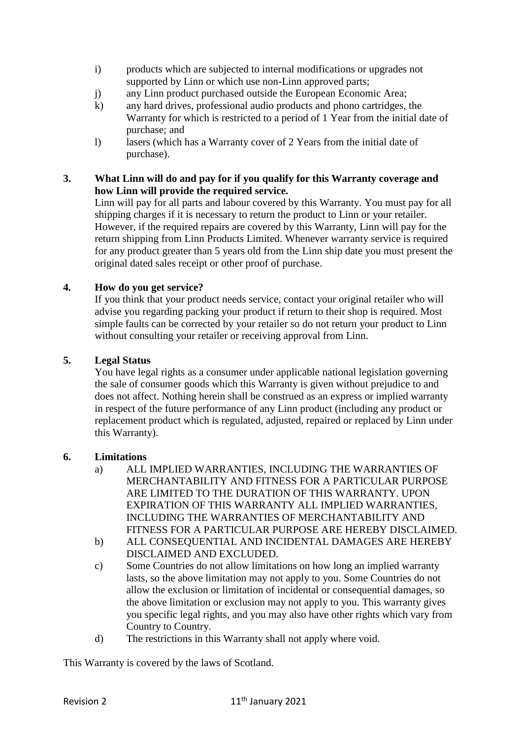i) products which are subjected to internal modifications or upgrades not supported by Linn or which use non-Linn approved parts;

j) any Linn product purchased outside the European Economic Area;

k) any hard drives, professional audio products and phono cartridges, the Warranty for which is restricted to a period of 1 Year from the initial date of purchase; and

l) lasers (which has a Warranty cover of 2 Years from the initial date of purchase).

**3. What Linn will do and pay for if you qualify for this Warranty coverage and how Linn will provide the required service.**

Linn will pay for all parts and labour covered by this Warranty. You must pay for all shipping charges if it is necessary to return the product to Linn or your retailer. However, if the required repairs are covered by this Warranty, Linn will pay for the return shipping from Linn Products Limited. Whenever warranty service is required for any product greater than 5 years old from the Linn ship date you must present the original dated sales receipt or other proof of purchase.

**4. How do you get service?**

If you think that your product needs service, contact your original retailer who will advise you regarding packing your product if return to their shop is required. Most simple faults can be corrected by your retailer so do not return your product to Linn without consulting your retailer or receiving approval from Linn.

**5. Legal Status**

You have legal rights as a consumer under applicable national legislation governing the sale of consumer goods which this Warranty is given without prejudice to and does not affect. Nothing herein shall be construed as an express or implied warranty in respect of the future performance of any Linn product (including any product or replacement product which is regulated, adjusted, repaired or replaced by Linn under this Warranty).

**6. Limitations**

a) ALL IMPLIED WARRANTIES, INCLUDING THE WARRANTIES OF MERCHANTABILITY AND FITNESS FOR A PARTICULAR PURPOSE ARE LIMITED TO THE DURATION OF THIS WARRANTY. UPON EXPIRATION OF THIS WARRANTY ALL IMPLIED WARRANTIES, INCLUDING THE WARRANTIES OF MERCHANTABILITY AND FITNESS FOR A PARTICULAR PURPOSE ARE HEREBY DISCLAIMED.

b) ALL CONSEQUENTIAL AND INCIDENTAL DAMAGES ARE HEREBY DISCLAIMED AND EXCLUDED.

c) Some Countries do not allow limitations on how long an implied warranty lasts, so the above limitation may not apply to you. Some Countries do not allow the exclusion or limitation of incidental or consequential damages, so the above limitation or exclusion may not apply to you. This warranty gives you specific legal rights, and you may also have other rights which vary from Country to Country.

d) The restrictions in this Warranty shall not apply where void.

This Warranty is covered by the laws of Scotland.

Revision 2 11th January 2021